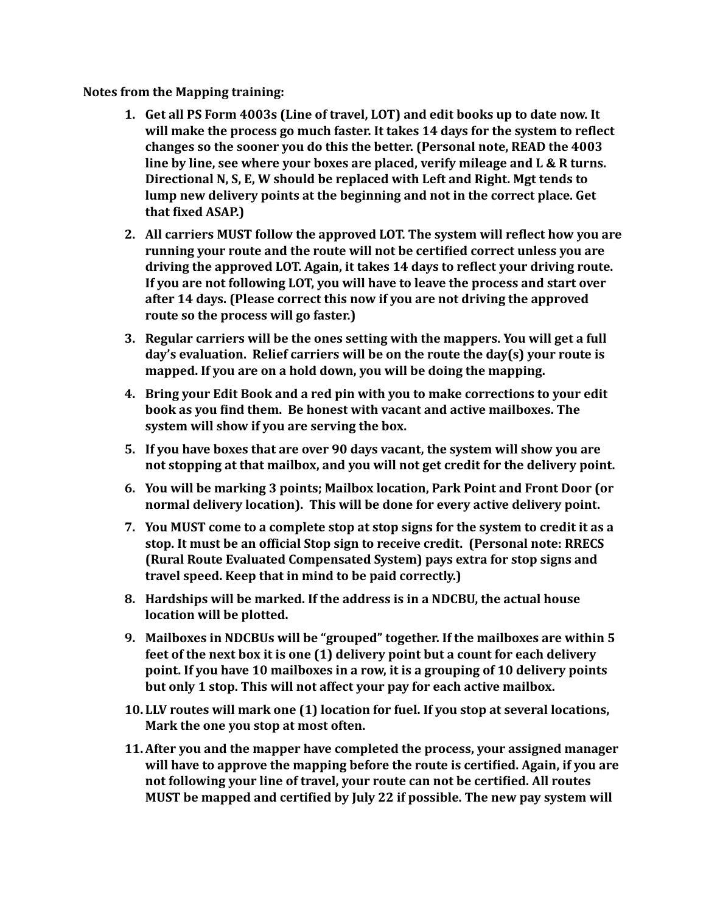**Notes from the Mapping training:**

1. **Get all PS Form 4003s (Line of travel, LOT) and edit books up to date now. It will make the process go much faster. It takes 14 days for the system to reflect changes so the sooner you do this the better. (Personal note, READ the 4003 line by line, see where your boxes are placed, verify mileage and L & R turns. Directional N, S, E, W should be replaced with Left and Right. Mgt tends to lump new delivery points at the beginning and not in the correct place. Get that fixed ASAP.)**
2. **All carriers MUST follow the approved LOT. The system will reflect how you are running your route and the route will not be certified correct unless you are driving the approved LOT. Again, it takes 14 days to reflect your driving route. If you are not following LOT, you will have to leave the process and start over after 14 days. (Please correct this now if you are not driving the approved route so the process will go faster.)**
3. **Regular carriers will be the ones setting with the mappers. You will get a full day's evaluation. Relief carriers will be on the route the day(s) your route is mapped. If you are on a hold down, you will be doing the mapping.**
4. **Bring your Edit Book and a red pin with you to make corrections to your edit book as you find them. Be honest with vacant and active mailboxes. The system will show if you are serving the box.**
5. **If you have boxes that are over 90 days vacant, the system will show you are not stopping at that mailbox, and you will not get credit for the delivery point.**
6. **You will be marking 3 points; Mailbox location, Park Point and Front Door (or normal delivery location). This will be done for every active delivery point.**
7. **You MUST come to a complete stop at stop signs for the system to credit it as a stop. It must be an official Stop sign to receive credit. (Personal note: RRECS (Rural Route Evaluated Compensated System) pays extra for stop signs and travel speed. Keep that in mind to be paid correctly.)**
8. **Hardships will be marked. If the address is in a NDCBU, the actual house location will be plotted.**
9. **Mailboxes in NDCBUs will be "grouped" together. If the mailboxes are within 5 feet of the next box it is one (1) delivery point but a count for each delivery point. If you have 10 mailboxes in a row, it is a grouping of 10 delivery points but only 1 stop. This will not affect your pay for each active mailbox.**
10. **LLV routes will mark one (1) location for fuel. If you stop at several locations, Mark the one you stop at most often.**
11. **After you and the mapper have completed the process, your assigned manager will have to approve the mapping before the route is certified. Again, if you are not following your line of travel, your route can not be certified. All routes MUST be mapped and certified by July 22 if possible. The new pay system will**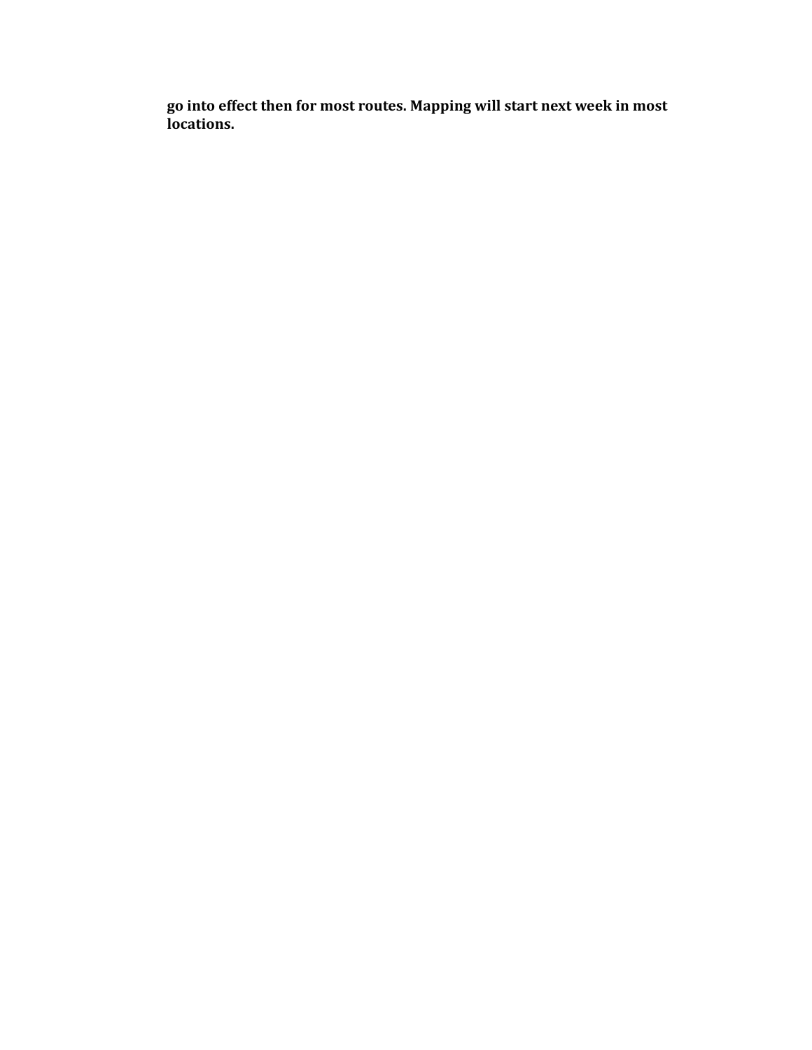**go into effect then for most routes. Mapping will start next week in most locations.**